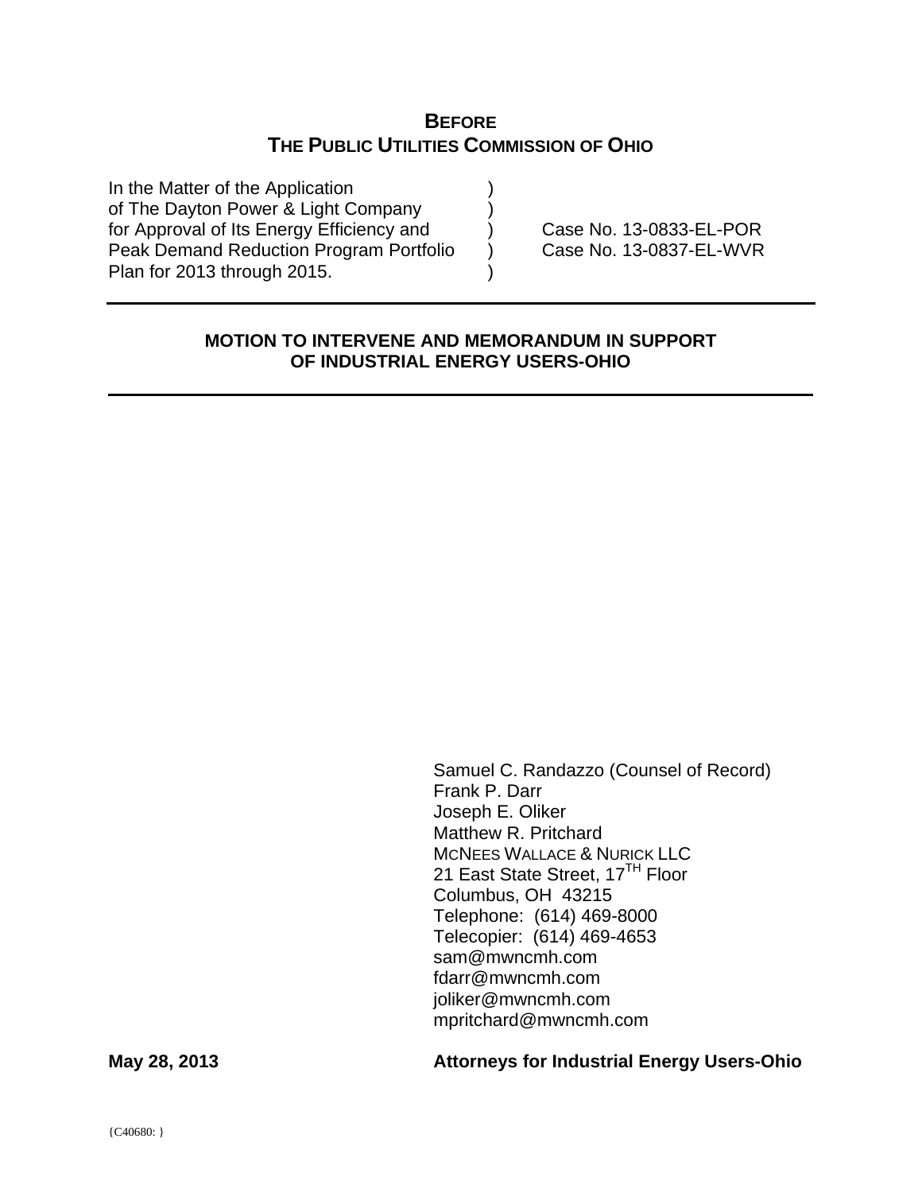# BEFORE
# THE PUBLIC UTILITIES COMMISSION OF OHIO

| | | |
|---|---|---|
| In the Matter of the Application | ) | |
| of The Dayton Power & Light Company | ) | |
| for Approval of Its Energy Efficiency and | ) | Case No. 13-0833-EL-POR |
| Peak Demand Reduction Program Portfolio | ) | Case No. 13-0837-EL-WVR |
| Plan for 2013 through 2015. | ) | |

---

**MOTION TO INTERVENE AND MEMORANDUM IN SUPPORT OF INDUSTRIAL ENERGY USERS-OHIO**

---

Samuel C. Randazzo (Counsel of Record)
Frank P. Darr
Joseph E. Oliker
Matthew R. Pritchard
MCNEES WALLACE & NURICK LLC
21 East State Street, 17TH Floor
Columbus, OH 43215
Telephone: (614) 469-8000
Telecopier: (614) 469-4653
sam@mwncmh.com
fdarr@mwncmh.com
joliker@mwncmh.com
mpritchard@mwncmh.com

**May 28, 2013** **Attorneys for Industrial Energy Users-Ohio**

{C40680: }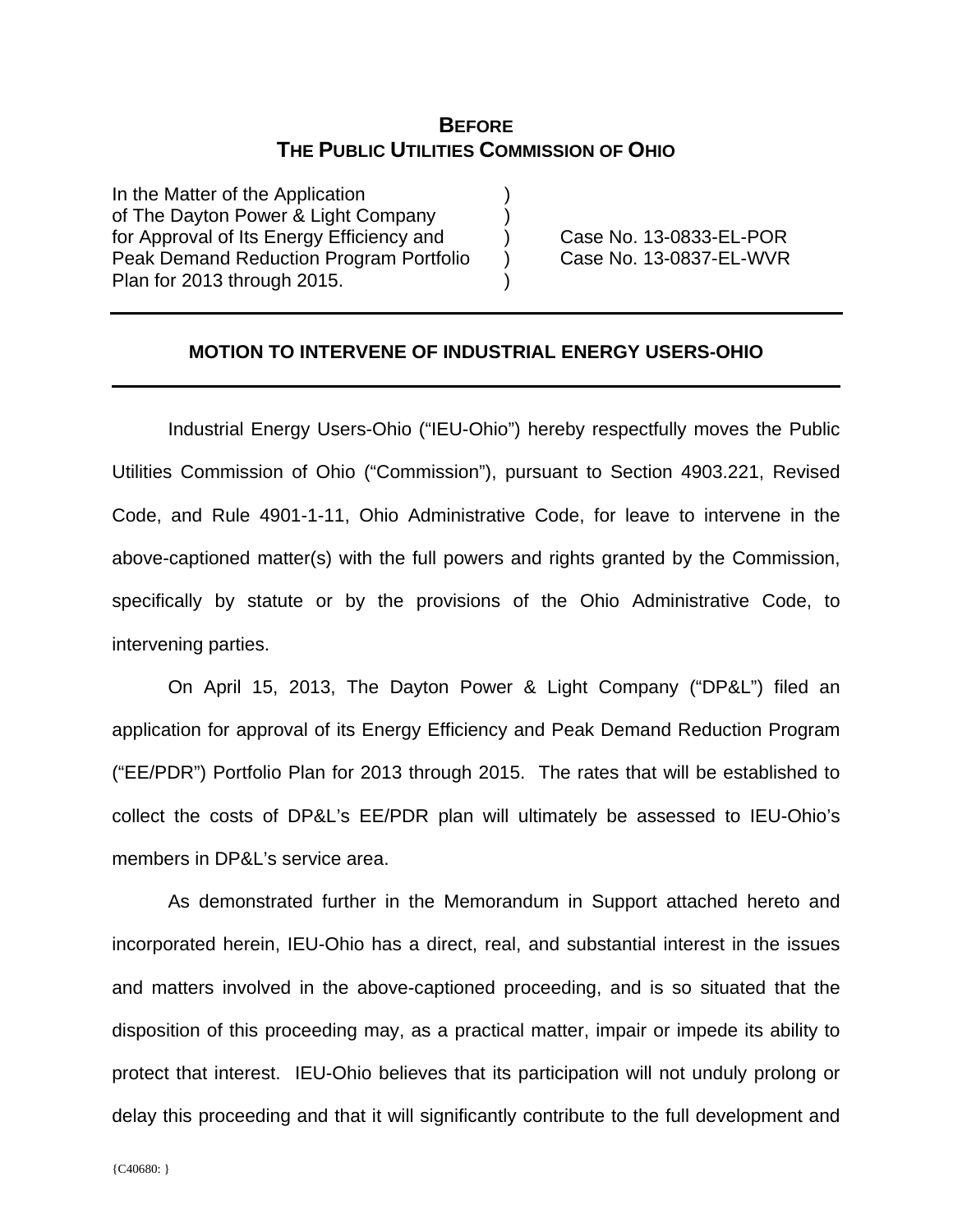**BEFORE**
**THE PUBLIC UTILITIES COMMISSION OF OHIO**

| | | |
|---|---|---|
| In the Matter of the Application of The Dayton Power & Light Company for Approval of Its Energy Efficiency and Peak Demand Reduction Program Portfolio Plan for 2013 through 2015. | ) ) ) ) ) | Case No. 13-0833-EL-POR Case No. 13-0837-EL-WVR |

---

**MOTION TO INTERVENE OF INDUSTRIAL ENERGY USERS-OHIO**

---

Industrial Energy Users-Ohio ("IEU-Ohio") hereby respectfully moves the Public Utilities Commission of Ohio ("Commission"), pursuant to Section 4903.221, Revised Code, and Rule 4901-1-11, Ohio Administrative Code, for leave to intervene in the above-captioned matter(s) with the full powers and rights granted by the Commission, specifically by statute or by the provisions of the Ohio Administrative Code, to intervening parties.

On April 15, 2013, The Dayton Power & Light Company ("DP&L") filed an application for approval of its Energy Efficiency and Peak Demand Reduction Program ("EE/PDR") Portfolio Plan for 2013 through 2015. The rates that will be established to collect the costs of DP&L's EE/PDR plan will ultimately be assessed to IEU-Ohio's members in DP&L's service area.

As demonstrated further in the Memorandum in Support attached hereto and incorporated herein, IEU-Ohio has a direct, real, and substantial interest in the issues and matters involved in the above-captioned proceeding, and is so situated that the disposition of this proceeding may, as a practical matter, impair or impede its ability to protect that interest. IEU-Ohio believes that its participation will not unduly prolong or delay this proceeding and that it will significantly contribute to the full development and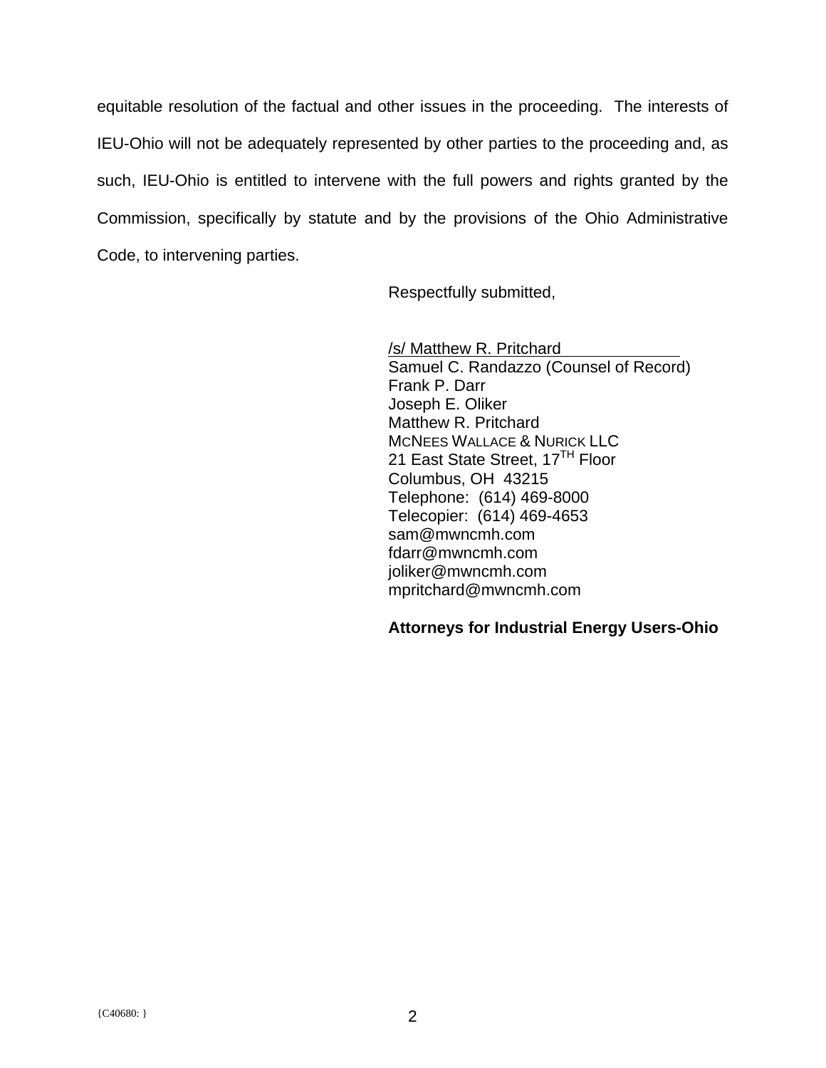equitable resolution of the factual and other issues in the proceeding. The interests of IEU-Ohio will not be adequately represented by other parties to the proceeding and, as such, IEU-Ohio is entitled to intervene with the full powers and rights granted by the Commission, specifically by statute and by the provisions of the Ohio Administrative Code, to intervening parties.

Respectfully submitted,

/s/ Matthew R. Pritchard
Samuel C. Randazzo (Counsel of Record)
Frank P. Darr
Joseph E. Oliker
Matthew R. Pritchard
McNees Wallace & Nurick LLC
21 East State Street, 17TH Floor
Columbus, OH 43215
Telephone: (614) 469-8000
Telecopier: (614) 469-4653
sam@mwncmh.com
fdarr@mwncmh.com
joliker@mwncmh.com
mpritchard@mwncmh.com

**Attorneys for Industrial Energy Users-Ohio**

{C40680: }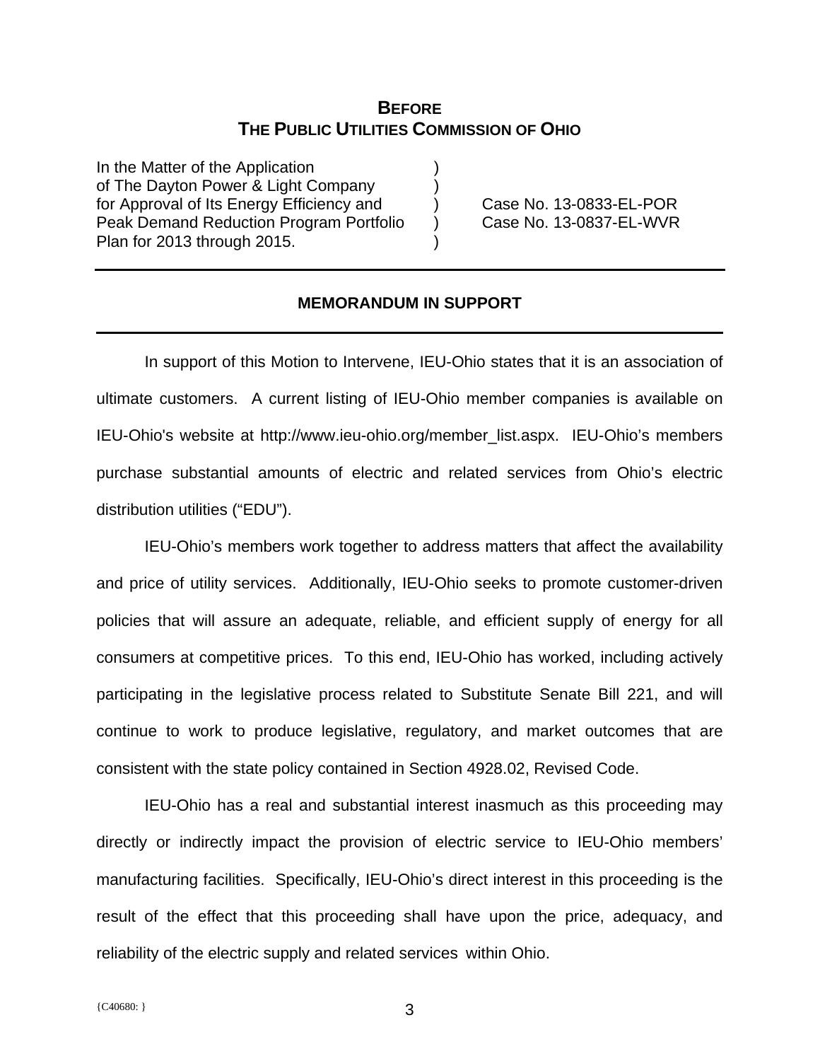**BEFORE**
**THE PUBLIC UTILITIES COMMISSION OF OHIO**

| | | |
|---|---|---|
| In the Matter of the Application of The Dayton Power & Light Company for Approval of Its Energy Efficiency and Peak Demand Reduction Program Portfolio Plan for 2013 through 2015. | ) ) ) ) ) | Case No. 13-0833-EL-POR Case No. 13-0837-EL-WVR |

---

**MEMORANDUM IN SUPPORT**

---

In support of this Motion to Intervene, IEU-Ohio states that it is an association of ultimate customers. A current listing of IEU-Ohio member companies is available on IEU-Ohio's website at http://www.ieu-ohio.org/member_list.aspx. IEU-Ohio's members purchase substantial amounts of electric and related services from Ohio's electric distribution utilities ("EDU").

IEU-Ohio's members work together to address matters that affect the availability and price of utility services. Additionally, IEU-Ohio seeks to promote customer-driven policies that will assure an adequate, reliable, and efficient supply of energy for all consumers at competitive prices. To this end, IEU-Ohio has worked, including actively participating in the legislative process related to Substitute Senate Bill 221, and will continue to work to produce legislative, regulatory, and market outcomes that are consistent with the state policy contained in Section 4928.02, Revised Code.

IEU-Ohio has a real and substantial interest inasmuch as this proceeding may directly or indirectly impact the provision of electric service to IEU-Ohio members' manufacturing facilities. Specifically, IEU-Ohio's direct interest in this proceeding is the result of the effect that this proceeding shall have upon the price, adequacy, and reliability of the electric supply and related services within Ohio.

{C40680: }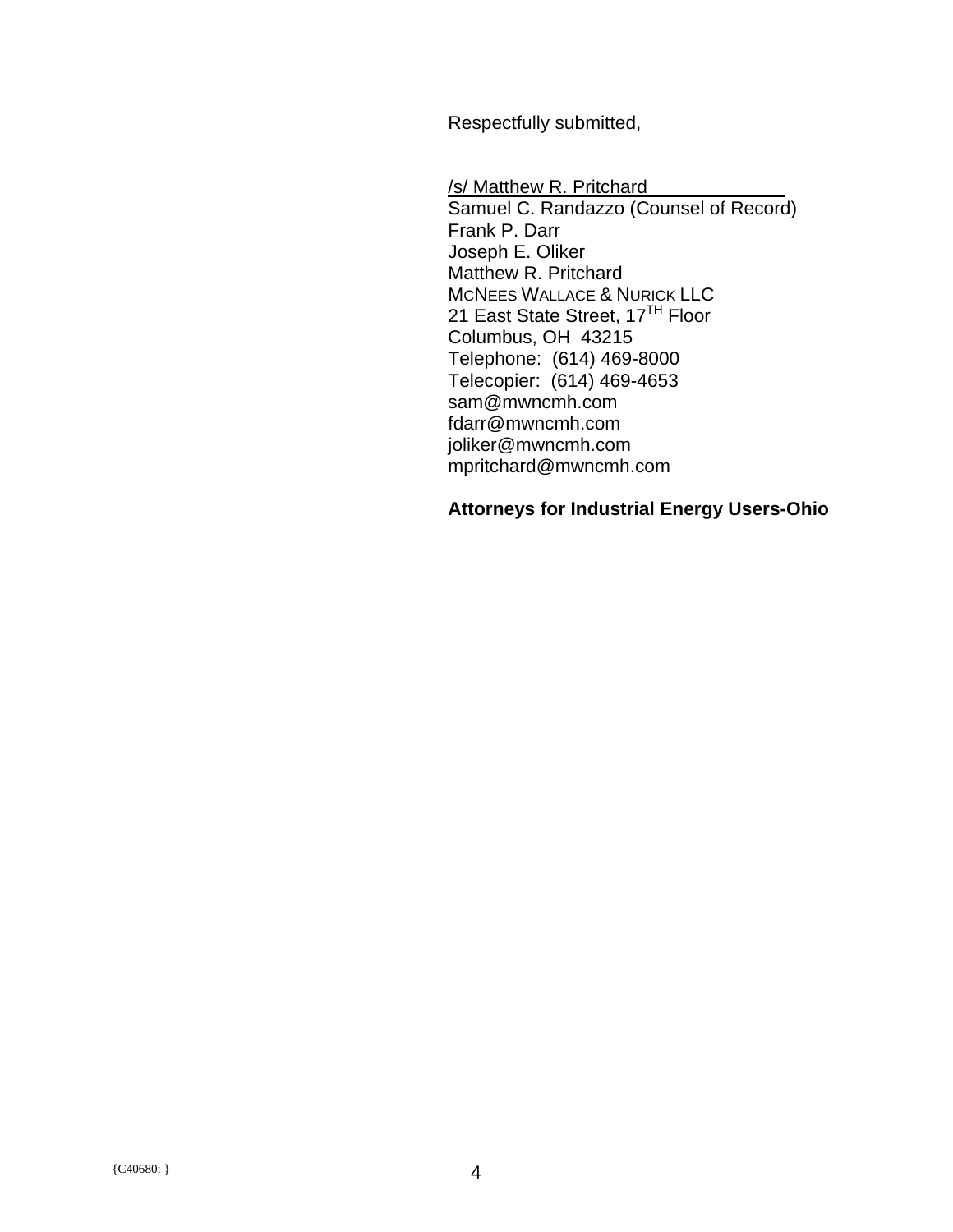Respectfully submitted,

/s/ Matthew R. Pritchard  
Samuel C. Randazzo (Counsel of Record)  
Frank P. Darr  
Joseph E. Oliker  
Matthew R. Pritchard  
MCNEES WALLACE & NURICK LLC  
21 East State Street, 17TH Floor  
Columbus, OH 43215  
Telephone: (614) 469-8000  
Telecopier: (614) 469-4653  
sam@mwncmh.com  
fdarr@mwncmh.com  
joliker@mwncmh.com  
mpritchard@mwncmh.com

**Attorneys for Industrial Energy Users-Ohio**

{C40680: }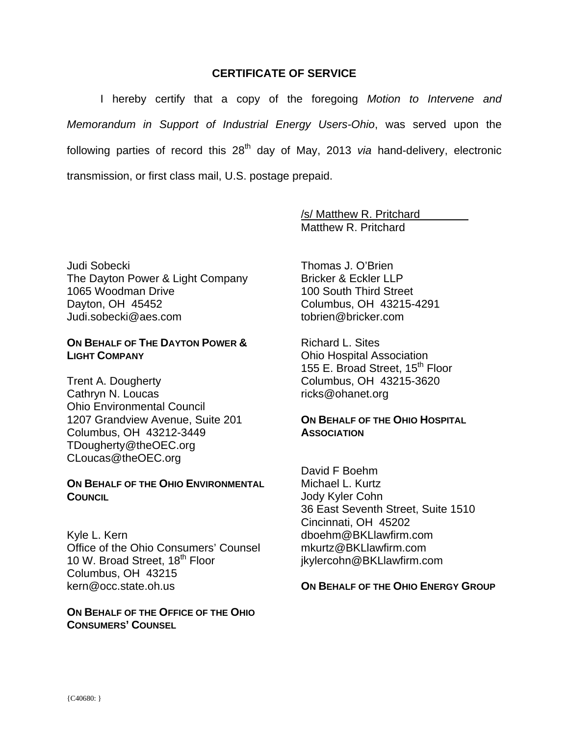## CERTIFICATE OF SERVICE

I hereby certify that a copy of the foregoing *Motion to Intervene and Memorandum in Support of Industrial Energy Users-Ohio*, was served upon the following parties of record this 28th day of May, 2013 *via* hand-delivery, electronic transmission, or first class mail, U.S. postage prepaid.

/s/ Matthew R. Pritchard
Matthew R. Pritchard

Judi Sobecki
The Dayton Power & Light Company
1065 Woodman Drive
Dayton, OH 45452
Judi.sobecki@aes.com

**ON BEHALF OF THE DAYTON POWER & LIGHT COMPANY**

Trent A. Dougherty
Cathryn N. Loucas
Ohio Environmental Council
1207 Grandview Avenue, Suite 201
Columbus, OH 43212-3449
TDougherty@theOEC.org
CLoucas@theOEC.org

**ON BEHALF OF THE OHIO ENVIRONMENTAL COUNCIL**

Kyle L. Kern
Office of the Ohio Consumers' Counsel
10 W. Broad Street, 18th Floor
Columbus, OH 43215
kern@occ.state.oh.us

**ON BEHALF OF THE OFFICE OF THE OHIO CONSUMERS' COUNSEL**

Thomas J. O'Brien
Bricker & Eckler LLP
100 South Third Street
Columbus, OH 43215-4291
tobrien@bricker.com

Richard L. Sites
Ohio Hospital Association
155 E. Broad Street, 15th Floor
Columbus, OH 43215-3620
ricks@ohanet.org

**ON BEHALF OF THE OHIO HOSPITAL ASSOCIATION**

David F Boehm
Michael L. Kurtz
Jody Kyler Cohn
36 East Seventh Street, Suite 1510
Cincinnati, OH 45202
dboehm@BKLlawfirm.com
mkurtz@BKLlawfirm.com
jkylercohn@BKLlawfirm.com

**ON BEHALF OF THE OHIO ENERGY GROUP**

{C40680: }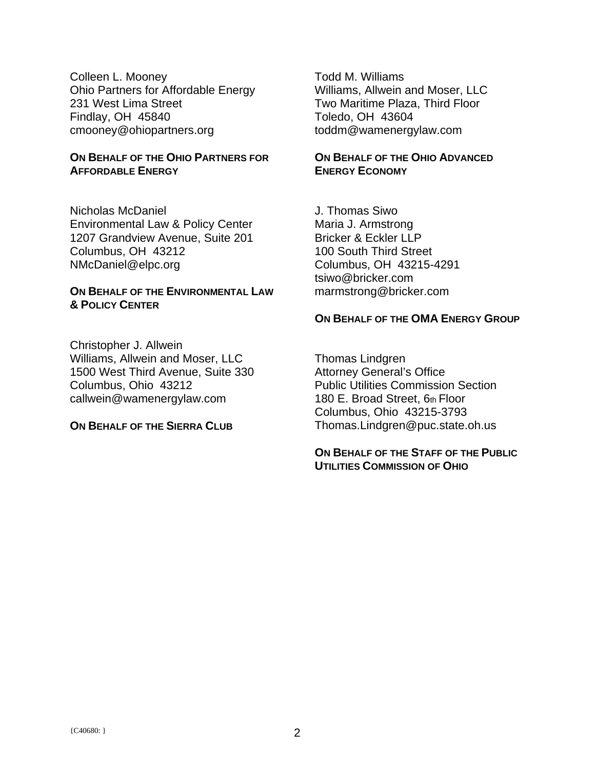Colleen L. Mooney
Ohio Partners for Affordable Energy
231 West Lima Street
Findlay, OH 45840
cmooney@ohiopartners.org

**ON BEHALF OF THE OHIO PARTNERS FOR AFFORDABLE ENERGY**

Nicholas McDaniel
Environmental Law & Policy Center
1207 Grandview Avenue, Suite 201
Columbus, OH 43212
NMcDaniel@elpc.org

**ON BEHALF OF THE ENVIRONMENTAL LAW & POLICY CENTER**

Christopher J. Allwein
Williams, Allwein and Moser, LLC
1500 West Third Avenue, Suite 330
Columbus, Ohio 43212
callwein@wamenergylaw.com

**ON BEHALF OF THE SIERRA CLUB**

Todd M. Williams
Williams, Allwein and Moser, LLC
Two Maritime Plaza, Third Floor
Toledo, OH 43604
toddm@wamenergylaw.com

**ON BEHALF OF THE OHIO ADVANCED ENERGY ECONOMY**

J. Thomas Siwo
Maria J. Armstrong
Bricker & Eckler LLP
100 South Third Street
Columbus, OH 43215-4291
tsiwo@bricker.com
marmstrong@bricker.com

**ON BEHALF OF THE OMA ENERGY GROUP**

Thomas Lindgren
Attorney General's Office
Public Utilities Commission Section
180 E. Broad Street, 6th Floor
Columbus, Ohio 43215-3793
Thomas.Lindgren@puc.state.oh.us

**ON BEHALF OF THE STAFF OF THE PUBLIC UTILITIES COMMISSION OF OHIO**

{C40680: }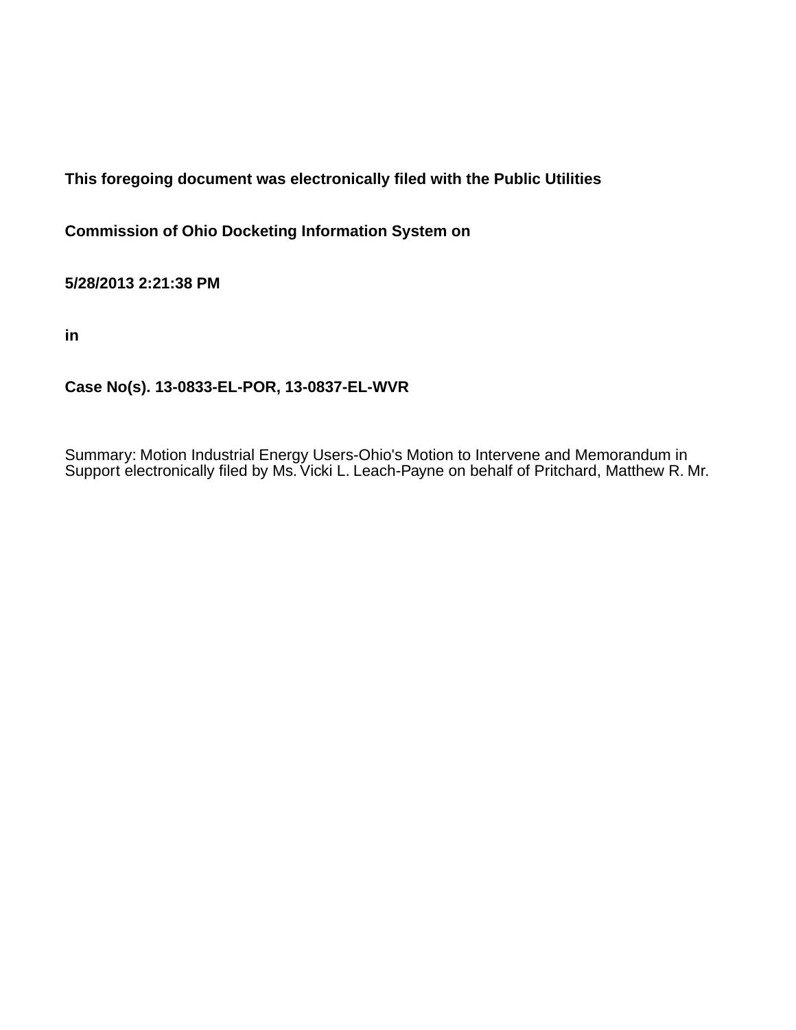**This foregoing document was electronically filed with the Public Utilities**

**Commission of Ohio Docketing Information System on**

**5/28/2013 2:21:38 PM**

**in**

**Case No(s). 13-0833-EL-POR, 13-0837-EL-WVR**

Summary: Motion Industrial Energy Users-Ohio's Motion to Intervene and Memorandum in Support electronically filed by Ms. Vicki L. Leach-Payne on behalf of Pritchard, Matthew R. Mr.